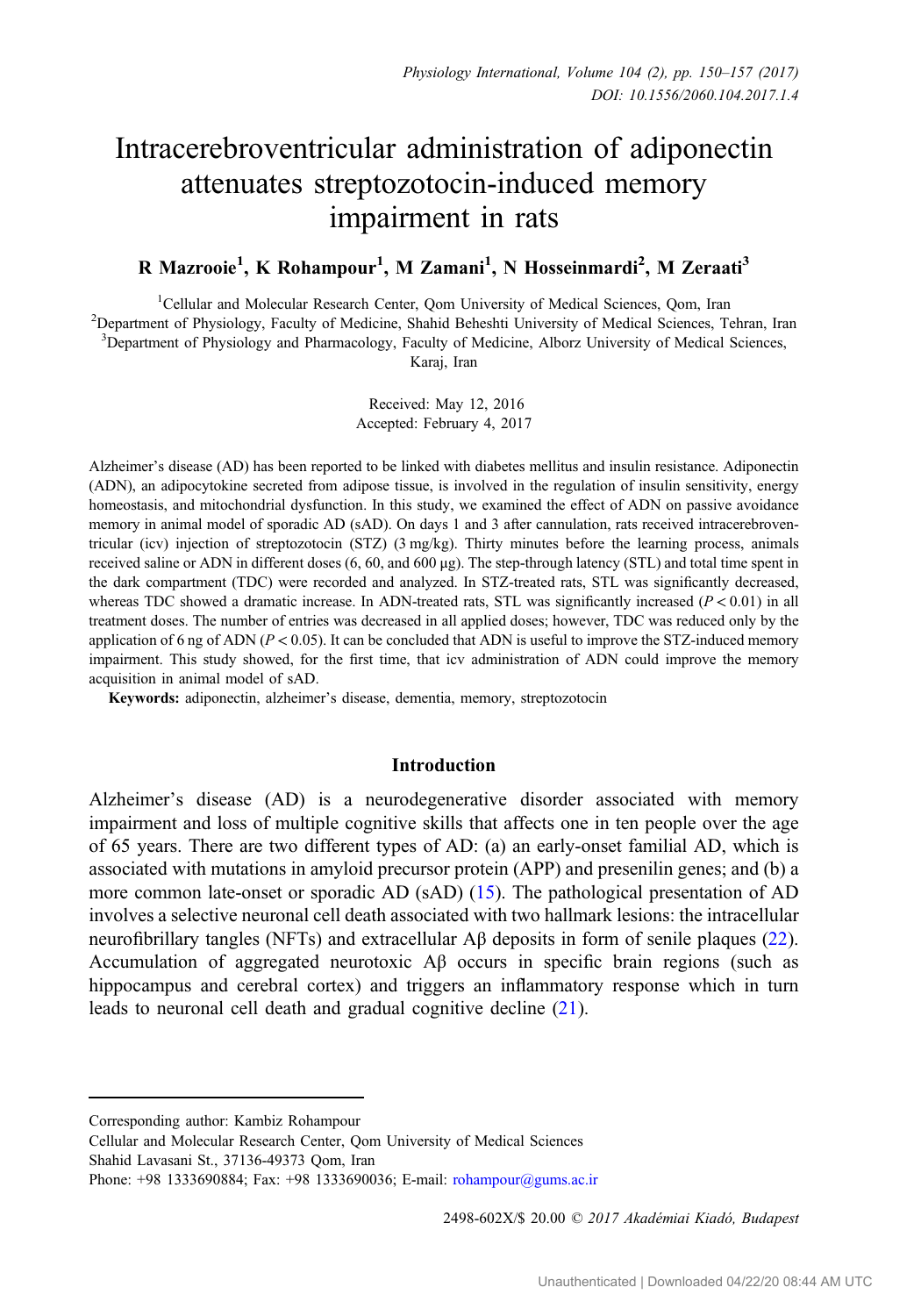# Intracerebroventricular administration of adiponectin attenuates streptozotocin-induced memory impairment in rats

**R Mazrooie[1], K Rohampour[1], M Zamani[1], N Hosseinmardi[2], M Zeraati[3]**

[1]Cellular and Molecular Research Center, Qom University of Medical Sciences, Qom, Iran
[2]Department of Physiology, Faculty of Medicine, Shahid Beheshti University of Medical Sciences, Tehran, Iran
[3]Department of Physiology and Pharmacology, Faculty of Medicine, Alborz University of Medical Sciences, Karaj, Iran

Received: May 12, 2016
Accepted: February 4, 2017

Alzheimer's disease (AD) has been reported to be linked with diabetes mellitus and insulin resistance. Adiponectin (ADN), an adipocytokine secreted from adipose tissue, is involved in the regulation of insulin sensitivity, energy homeostasis, and mitochondrial dysfunction. In this study, we examined the effect of ADN on passive avoidance memory in animal model of sporadic AD (sAD). On days 1 and 3 after cannulation, rats received intracerebroventricular (icv) injection of streptozotocin (STZ) (3 mg/kg). Thirty minutes before the learning process, animals received saline or ADN in different doses (6, 60, and 600 μg). The step-through latency (STL) and total time spent in the dark compartment (TDC) were recorded and analyzed. In STZ-treated rats, STL was significantly decreased, whereas TDC showed a dramatic increase. In ADN-treated rats, STL was significantly increased ($P < 0.01$) in all treatment doses. The number of entries was decreased in all applied doses; however, TDC was reduced only by the application of 6 ng of ADN ($P < 0.05$). It can be concluded that ADN is useful to improve the STZ-induced memory impairment. This study showed, for the first time, that icv administration of ADN could improve the memory acquisition in animal model of sAD.

**Keywords:** adiponectin, alzheimer's disease, dementia, memory, streptozotocin

## Introduction

Alzheimer's disease (AD) is a neurodegenerative disorder associated with memory impairment and loss of multiple cognitive skills that affects one in ten people over the age of 65 years. There are two different types of AD: (a) an early-onset familial AD, which is associated with mutations in amyloid precursor protein (APP) and presenilin genes; and (b) a more common late-onset or sporadic AD (sAD) (15). The pathological presentation of AD involves a selective neuronal cell death associated with two hallmark lesions: the intracellular neurofibrillary tangles (NFTs) and extracellular Aβ deposits in form of senile plaques (22). Accumulation of aggregated neurotoxic Aβ occurs in specific brain regions (such as hippocampus and cerebral cortex) and triggers an inflammatory response which in turn leads to neuronal cell death and gradual cognitive decline (21).

Corresponding author: Kambiz Rohampour
Cellular and Molecular Research Center, Qom University of Medical Sciences
Shahid Lavasani St., 37136-49373 Qom, Iran
Phone: +98 1333690884; Fax: +98 1333690036; E-mail: rohampour@gums.ac.ir

2498-602X/$ 20.00 © 2017 Akadémiai Kiadó, Budapest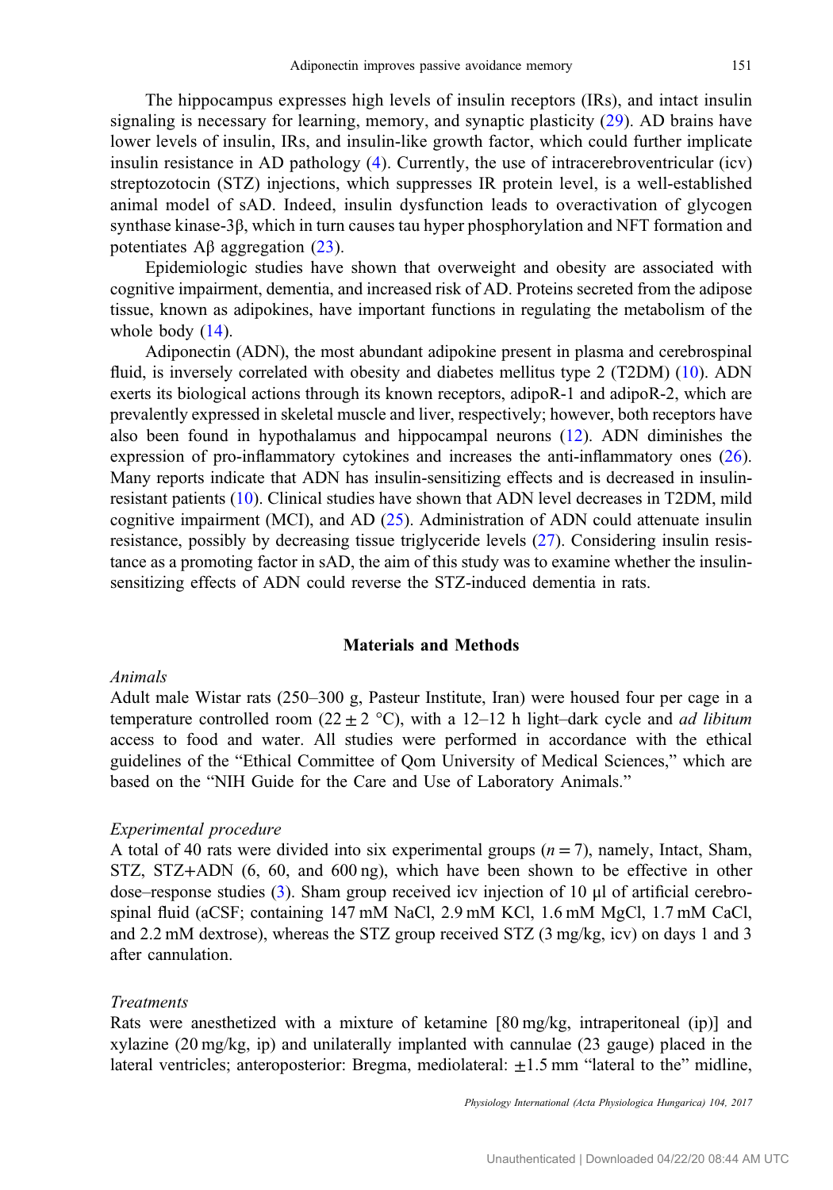The hippocampus expresses high levels of insulin receptors (IRs), and intact insulin signaling is necessary for learning, memory, and synaptic plasticity (29). AD brains have lower levels of insulin, IRs, and insulin-like growth factor, which could further implicate insulin resistance in AD pathology (4). Currently, the use of intracerebroventricular (icv) streptozotocin (STZ) injections, which suppresses IR protein level, is a well-established animal model of sAD. Indeed, insulin dysfunction leads to overactivation of glycogen synthase kinase-3β, which in turn causes tau hyper phosphorylation and NFT formation and potentiates Aβ aggregation (23).

Epidemiologic studies have shown that overweight and obesity are associated with cognitive impairment, dementia, and increased risk of AD. Proteins secreted from the adipose tissue, known as adipokines, have important functions in regulating the metabolism of the whole body (14).

Adiponectin (ADN), the most abundant adipokine present in plasma and cerebrospinal fluid, is inversely correlated with obesity and diabetes mellitus type 2 (T2DM) (10). ADN exerts its biological actions through its known receptors, adipoR-1 and adipoR-2, which are prevalently expressed in skeletal muscle and liver, respectively; however, both receptors have also been found in hypothalamus and hippocampal neurons (12). ADN diminishes the expression of pro-inflammatory cytokines and increases the anti-inflammatory ones (26). Many reports indicate that ADN has insulin-sensitizing effects and is decreased in insulin-resistant patients (10). Clinical studies have shown that ADN level decreases in T2DM, mild cognitive impairment (MCI), and AD (25). Administration of ADN could attenuate insulin resistance, possibly by decreasing tissue triglyceride levels (27). Considering insulin resistance as a promoting factor in sAD, the aim of this study was to examine whether the insulin-sensitizing effects of ADN could reverse the STZ-induced dementia in rats.

## Materials and Methods

### *Animals*

Adult male Wistar rats (250–300 g, Pasteur Institute, Iran) were housed four per cage in a temperature controlled room (22 ± 2 °C), with a 12–12 h light–dark cycle and *ad libitum* access to food and water. All studies were performed in accordance with the ethical guidelines of the "Ethical Committee of Qom University of Medical Sciences," which are based on the "NIH Guide for the Care and Use of Laboratory Animals."

### *Experimental procedure*

A total of 40 rats were divided into six experimental groups ($n = 7$), namely, Intact, Sham, STZ, STZ+ADN (6, 60, and 600 ng), which have been shown to be effective in other dose–response studies (3). Sham group received icv injection of 10 μl of artificial cerebrospinal fluid (aCSF; containing 147 mM NaCl, 2.9 mM KCl, 1.6 mM MgCl, 1.7 mM CaCl, and 2.2 mM dextrose), whereas the STZ group received STZ (3 mg/kg, icv) on days 1 and 3 after cannulation.

### *Treatments*

Rats were anesthetized with a mixture of ketamine [80 mg/kg, intraperitoneal (ip)] and xylazine (20 mg/kg, ip) and unilaterally implanted with cannulae (23 gauge) placed in the lateral ventricles; anteroposterior: Bregma, mediolateral: ±1.5 mm "lateral to the" midline,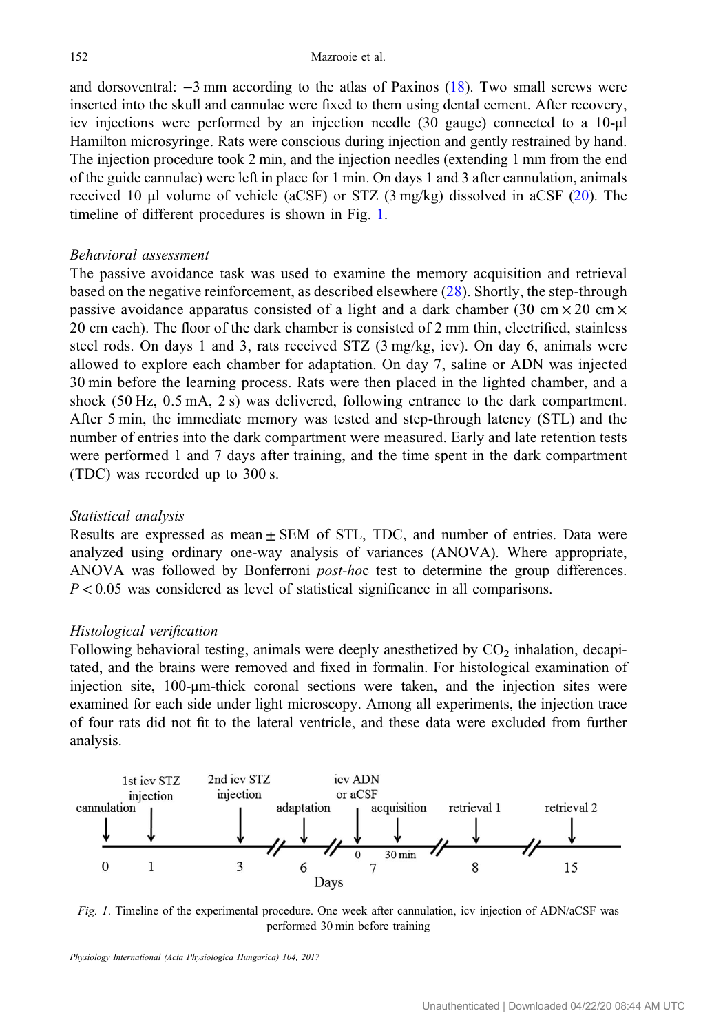and dorsoventral: −3 mm according to the atlas of Paxinos (18). Two small screws were inserted into the skull and cannulae were fixed to them using dental cement. After recovery, icv injections were performed by an injection needle (30 gauge) connected to a 10-μl Hamilton microsyringe. Rats were conscious during injection and gently restrained by hand. The injection procedure took 2 min, and the injection needles (extending 1 mm from the end of the guide cannulae) were left in place for 1 min. On days 1 and 3 after cannulation, animals received 10 μl volume of vehicle (aCSF) or STZ (3 mg/kg) dissolved in aCSF (20). The timeline of different procedures is shown in Fig. 1.

*Behavioral assessment*

The passive avoidance task was used to examine the memory acquisition and retrieval based on the negative reinforcement, as described elsewhere (28). Shortly, the step-through passive avoidance apparatus consisted of a light and a dark chamber (30 cm × 20 cm × 20 cm each). The floor of the dark chamber is consisted of 2 mm thin, electrified, stainless steel rods. On days 1 and 3, rats received STZ (3 mg/kg, icv). On day 6, animals were allowed to explore each chamber for adaptation. On day 7, saline or ADN was injected 30 min before the learning process. Rats were then placed in the lighted chamber, and a shock (50 Hz, 0.5 mA, 2 s) was delivered, following entrance to the dark compartment. After 5 min, the immediate memory was tested and step-through latency (STL) and the number of entries into the dark compartment were measured. Early and late retention tests were performed 1 and 7 days after training, and the time spent in the dark compartment (TDC) was recorded up to 300 s.

*Statistical analysis*

Results are expressed as mean ± SEM of STL, TDC, and number of entries. Data were analyzed using ordinary one-way analysis of variances (ANOVA). Where appropriate, ANOVA was followed by Bonferroni *post-hoc* test to determine the group differences. $P < 0.05$ was considered as level of statistical significance in all comparisons.

*Histological verification*

Following behavioral testing, animals were deeply anesthetized by $CO_2$ inhalation, decapitated, and the brains were removed and fixed in formalin. For histological examination of injection site, 100-μm-thick coronal sections were taken, and the injection sites were examined for each side under light microscopy. Among all experiments, the injection trace of four rats did not fit to the lateral ventricle, and these data were excluded from further analysis.

| Day | Procedure |
|---|---|
| 0 | cannulation |
| 1 | 1st icv STZ injection |
| 3 | 2nd icv STZ injection |
| 6 | adaptation |
| 7 (0) | icv ADN or aCSF |
| 7 (30 min) | acquisition |
| 8 | retrieval 1 |
| 15 | retrieval 2 |

*Fig. 1*. Timeline of the experimental procedure. One week after cannulation, icv injection of ADN/aCSF was performed 30 min before training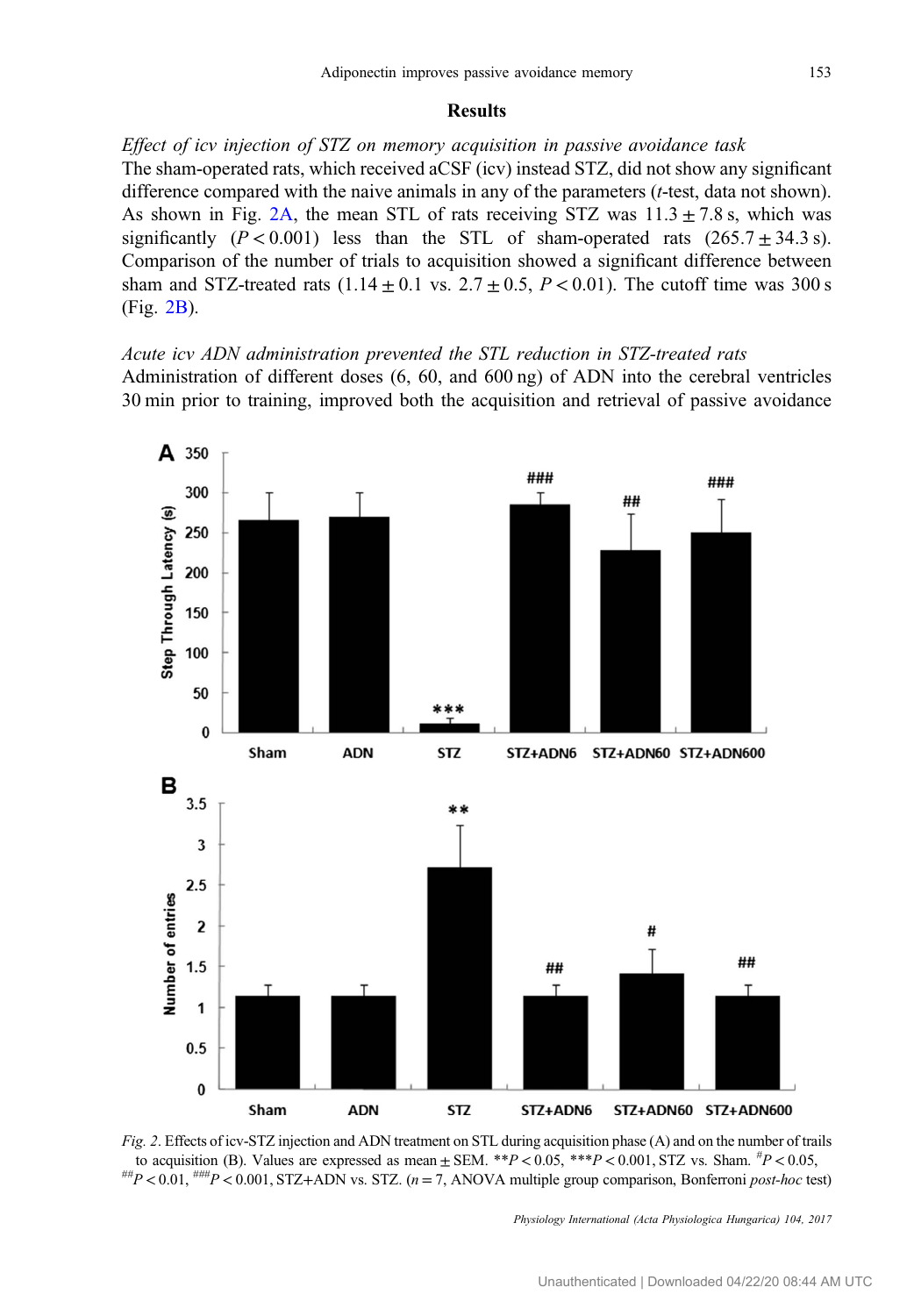## Results

*Effect of icv injection of STZ on memory acquisition in passive avoidance task*

The sham-operated rats, which received aCSF (icv) instead STZ, did not show any significant difference compared with the naive animals in any of the parameters (*t*-test, data not shown). As shown in Fig. 2A, the mean STL of rats receiving STZ was $11.3 \pm 7.8$ s, which was significantly ($P < 0.001$) less than the STL of sham-operated rats ($265.7 \pm 34.3$ s). Comparison of the number of trials to acquisition showed a significant difference between sham and STZ-treated rats ($1.14 \pm 0.1$ vs. $2.7 \pm 0.5$, $P < 0.01$). The cutoff time was 300 s (Fig. 2B).

*Acute icv ADN administration prevented the STL reduction in STZ-treated rats*

Administration of different doses (6, 60, and 600 ng) of ADN into the cerebral ventricles 30 min prior to training, improved both the acquisition and retrieval of passive avoidance

*Fig. 2*. Effects of icv-STZ injection and ADN treatment on STL during acquisition phase (A) and on the number of trails to acquisition (B). Values are expressed as mean ± SEM. \*\*$P < 0.05$, \*\*\*$P < 0.001$, STZ vs. Sham. #$P < 0.05$, ##$P < 0.01$, ###$P < 0.001$, STZ+ADN vs. STZ. ($n = 7$, ANOVA multiple group comparison, Bonferroni *post-hoc* test)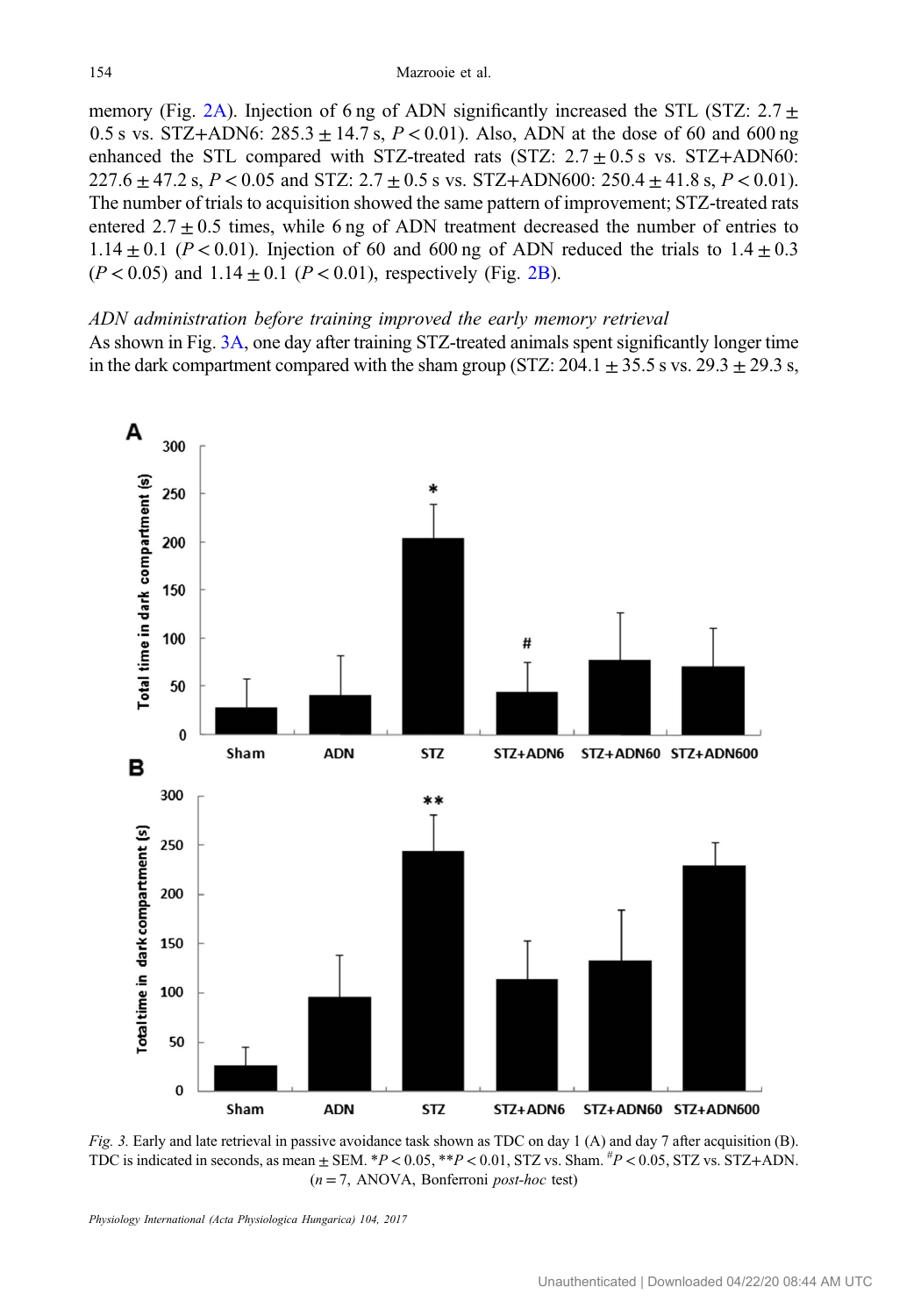memory (Fig. 2A). Injection of 6 ng of ADN significantly increased the STL (STZ: 2.7 ± 0.5 s vs. STZ+ADN6: 285.3 ± 14.7 s, $P < 0.01$). Also, ADN at the dose of 60 and 600 ng enhanced the STL compared with STZ-treated rats (STZ: 2.7 ± 0.5 s vs. STZ+ADN60: 227.6 ± 47.2 s, $P < 0.05$ and STZ: 2.7 ± 0.5 s vs. STZ+ADN600: 250.4 ± 41.8 s, $P < 0.01$). The number of trials to acquisition showed the same pattern of improvement; STZ-treated rats entered 2.7 ± 0.5 times, while 6 ng of ADN treatment decreased the number of entries to 1.14 ± 0.1 ($P < 0.01$). Injection of 60 and 600 ng of ADN reduced the trials to 1.4 ± 0.3 ($P < 0.05$) and 1.14 ± 0.1 ($P < 0.01$), respectively (Fig. 2B).

*ADN administration before training improved the early memory retrieval*

As shown in Fig. 3A, one day after training STZ-treated animals spent significantly longer time in the dark compartment compared with the sham group (STZ: 204.1 ± 35.5 s vs. 29.3 ± 29.3 s,

*Fig. 3.* Early and late retrieval in passive avoidance task shown as TDC on day 1 (A) and day 7 after acquisition (B). TDC is indicated in seconds, as mean ± SEM. *$P < 0.05$, **$P < 0.01$, STZ vs. Sham. #$P < 0.05$, STZ vs. STZ+ADN. ($n = 7$, ANOVA, Bonferroni *post-hoc* test)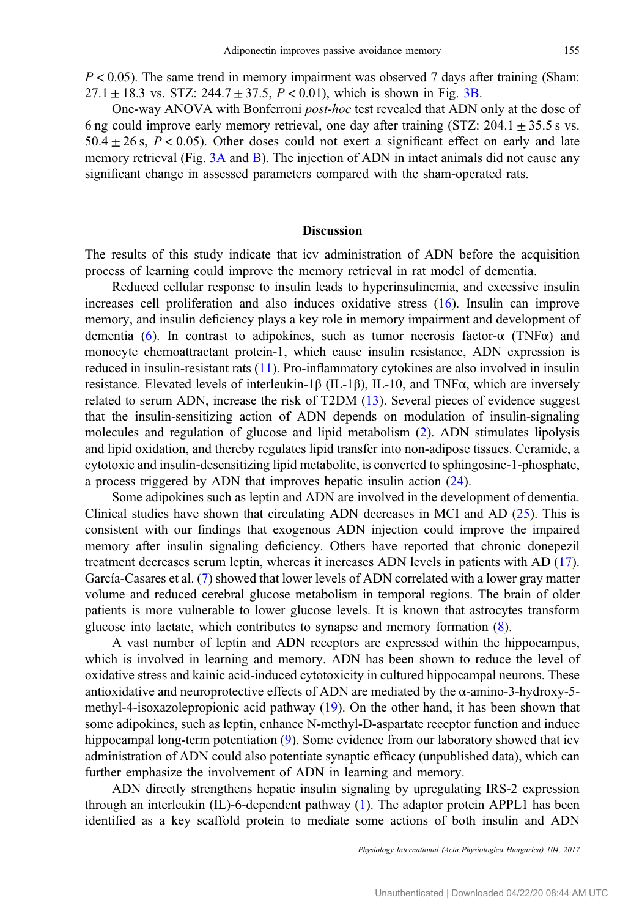$P < 0.05$). The same trend in memory impairment was observed 7 days after training (Sham: $27.1 \pm 18.3$ vs. STZ: $244.7 \pm 37.5$, $P < 0.01$), which is shown in Fig. 3B.

One-way ANOVA with Bonferroni *post-hoc* test revealed that ADN only at the dose of 6 ng could improve early memory retrieval, one day after training (STZ: $204.1 \pm 35.5$ s vs. $50.4 \pm 26$ s, $P < 0.05$). Other doses could not exert a significant effect on early and late memory retrieval (Fig. 3A and B). The injection of ADN in intact animals did not cause any significant change in assessed parameters compared with the sham-operated rats.

## Discussion

The results of this study indicate that icv administration of ADN before the acquisition process of learning could improve the memory retrieval in rat model of dementia.

Reduced cellular response to insulin leads to hyperinsulinemia, and excessive insulin increases cell proliferation and also induces oxidative stress (16). Insulin can improve memory, and insulin deficiency plays a key role in memory impairment and development of dementia (6). In contrast to adipokines, such as tumor necrosis factor-α (TNFα) and monocyte chemoattractant protein-1, which cause insulin resistance, ADN expression is reduced in insulin-resistant rats (11). Pro-inflammatory cytokines are also involved in insulin resistance. Elevated levels of interleukin-1β (IL-1β), IL-10, and TNFα, which are inversely related to serum ADN, increase the risk of T2DM (13). Several pieces of evidence suggest that the insulin-sensitizing action of ADN depends on modulation of insulin-signaling molecules and regulation of glucose and lipid metabolism (2). ADN stimulates lipolysis and lipid oxidation, and thereby regulates lipid transfer into non-adipose tissues. Ceramide, a cytotoxic and insulin-desensitizing lipid metabolite, is converted to sphingosine-1-phosphate, a process triggered by ADN that improves hepatic insulin action (24).

Some adipokines such as leptin and ADN are involved in the development of dementia. Clinical studies have shown that circulating ADN decreases in MCI and AD (25). This is consistent with our findings that exogenous ADN injection could improve the impaired memory after insulin signaling deficiency. Others have reported that chronic donepezil treatment decreases serum leptin, whereas it increases ADN levels in patients with AD (17). García-Casares et al. (7) showed that lower levels of ADN correlated with a lower gray matter volume and reduced cerebral glucose metabolism in temporal regions. The brain of older patients is more vulnerable to lower glucose levels. It is known that astrocytes transform glucose into lactate, which contributes to synapse and memory formation (8).

A vast number of leptin and ADN receptors are expressed within the hippocampus, which is involved in learning and memory. ADN has been shown to reduce the level of oxidative stress and kainic acid-induced cytotoxicity in cultured hippocampal neurons. These antioxidative and neuroprotective effects of ADN are mediated by the α-amino-3-hydroxy-5-methyl-4-isoxazolepropionic acid pathway (19). On the other hand, it has been shown that some adipokines, such as leptin, enhance N-methyl-D-aspartate receptor function and induce hippocampal long-term potentiation (9). Some evidence from our laboratory showed that icv administration of ADN could also potentiate synaptic efficacy (unpublished data), which can further emphasize the involvement of ADN in learning and memory.

ADN directly strengthens hepatic insulin signaling by upregulating IRS-2 expression through an interleukin (IL)-6-dependent pathway (1). The adaptor protein APPL1 has been identified as a key scaffold protein to mediate some actions of both insulin and ADN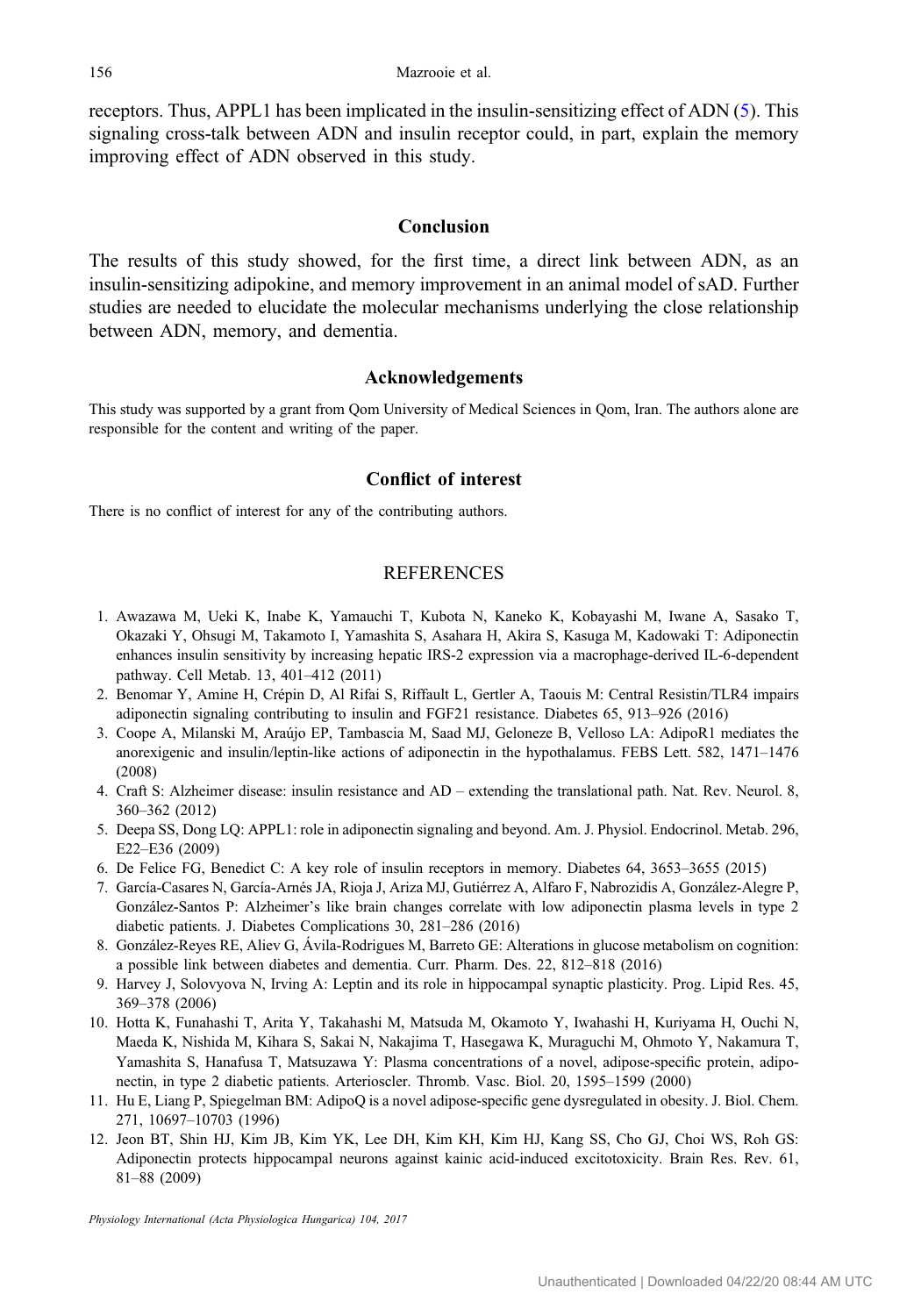receptors. Thus, APPL1 has been implicated in the insulin-sensitizing effect of ADN (5). This signaling cross-talk between ADN and insulin receptor could, in part, explain the memory improving effect of ADN observed in this study.

## Conclusion

The results of this study showed, for the first time, a direct link between ADN, as an insulin-sensitizing adipokine, and memory improvement in an animal model of sAD. Further studies are needed to elucidate the molecular mechanisms underlying the close relationship between ADN, memory, and dementia.

## Acknowledgements

This study was supported by a grant from Qom University of Medical Sciences in Qom, Iran. The authors alone are responsible for the content and writing of the paper.

## Conflict of interest

There is no conflict of interest for any of the contributing authors.

## REFERENCES

1. Awazawa M, Ueki K, Inabe K, Yamauchi T, Kubota N, Kaneko K, Kobayashi M, Iwane A, Sasako T, Okazaki Y, Ohsugi M, Takamoto I, Yamashita S, Asahara H, Akira S, Kasuga M, Kadowaki T: Adiponectin enhances insulin sensitivity by increasing hepatic IRS-2 expression via a macrophage-derived IL-6-dependent pathway. Cell Metab. 13, 401–412 (2011)
2. Benomar Y, Amine H, Crépin D, Al Rifai S, Riffault L, Gertler A, Taouis M: Central Resistin/TLR4 impairs adiponectin signaling contributing to insulin and FGF21 resistance. Diabetes 65, 913–926 (2016)
3. Coope A, Milanski M, Araújo EP, Tambascia M, Saad MJ, Geloneze B, Velloso LA: AdipoR1 mediates the anorexigenic and insulin/leptin-like actions of adiponectin in the hypothalamus. FEBS Lett. 582, 1471–1476 (2008)
4. Craft S: Alzheimer disease: insulin resistance and AD – extending the translational path. Nat. Rev. Neurol. 8, 360–362 (2012)
5. Deepa SS, Dong LQ: APPL1: role in adiponectin signaling and beyond. Am. J. Physiol. Endocrinol. Metab. 296, E22–E36 (2009)
6. De Felice FG, Benedict C: A key role of insulin receptors in memory. Diabetes 64, 3653–3655 (2015)
7. García-Casares N, García-Arnés JA, Rioja J, Ariza MJ, Gutiérrez A, Alfaro F, Nabrozidis A, González-Alegre P, González-Santos P: Alzheimer's like brain changes correlate with low adiponectin plasma levels in type 2 diabetic patients. J. Diabetes Complications 30, 281–286 (2016)
8. González-Reyes RE, Aliev G, Ávila-Rodrigues M, Barreto GE: Alterations in glucose metabolism on cognition: a possible link between diabetes and dementia. Curr. Pharm. Des. 22, 812–818 (2016)
9. Harvey J, Solovyova N, Irving A: Leptin and its role in hippocampal synaptic plasticity. Prog. Lipid Res. 45, 369–378 (2006)
10. Hotta K, Funahashi T, Arita Y, Takahashi M, Matsuda M, Okamoto Y, Iwahashi H, Kuriyama H, Ouchi N, Maeda K, Nishida M, Kihara S, Sakai N, Nakajima T, Hasegawa K, Muraguchi M, Ohmoto Y, Nakamura T, Yamashita S, Hanafusa T, Matsuzawa Y: Plasma concentrations of a novel, adipose-specific protein, adiponectin, in type 2 diabetic patients. Arterioscler. Thromb. Vasc. Biol. 20, 1595–1599 (2000)
11. Hu E, Liang P, Spiegelman BM: AdipoQ is a novel adipose-specific gene dysregulated in obesity. J. Biol. Chem. 271, 10697–10703 (1996)
12. Jeon BT, Shin HJ, Kim JB, Kim YK, Lee DH, Kim KH, Kim HJ, Kang SS, Cho GJ, Choi WS, Roh GS: Adiponectin protects hippocampal neurons against kainic acid-induced excitotoxicity. Brain Res. Rev. 61, 81–88 (2009)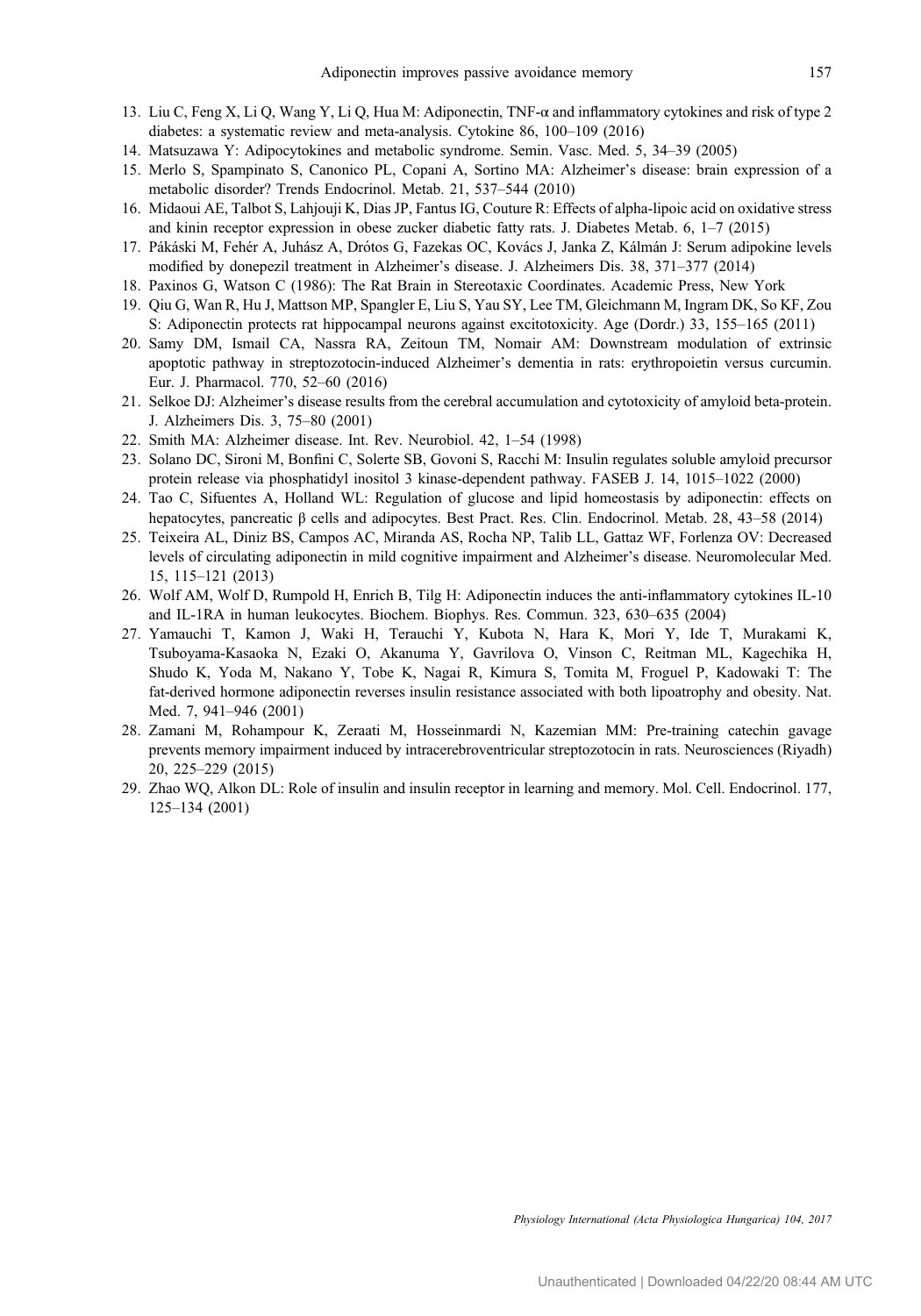13. Liu C, Feng X, Li Q, Wang Y, Li Q, Hua M: Adiponectin, TNF-α and inflammatory cytokines and risk of type 2 diabetes: a systematic review and meta-analysis. Cytokine 86, 100–109 (2016)
14. Matsuzawa Y: Adipocytokines and metabolic syndrome. Semin. Vasc. Med. 5, 34–39 (2005)
15. Merlo S, Spampinato S, Canonico PL, Copani A, Sortino MA: Alzheimer's disease: brain expression of a metabolic disorder? Trends Endocrinol. Metab. 21, 537–544 (2010)
16. Midaoui AE, Talbot S, Lahjouji K, Dias JP, Fantus IG, Couture R: Effects of alpha-lipoic acid on oxidative stress and kinin receptor expression in obese zucker diabetic fatty rats. J. Diabetes Metab. 6, 1–7 (2015)
17. Pákáski M, Fehér A, Juhász A, Drótos G, Fazekas OC, Kovács J, Janka Z, Kálmán J: Serum adipokine levels modified by donepezil treatment in Alzheimer's disease. J. Alzheimers Dis. 38, 371–377 (2014)
18. Paxinos G, Watson C (1986): The Rat Brain in Stereotaxic Coordinates. Academic Press, New York
19. Qiu G, Wan R, Hu J, Mattson MP, Spangler E, Liu S, Yau SY, Lee TM, Gleichmann M, Ingram DK, So KF, Zou S: Adiponectin protects rat hippocampal neurons against excitotoxicity. Age (Dordr.) 33, 155–165 (2011)
20. Samy DM, Ismail CA, Nassra RA, Zeitoun TM, Nomair AM: Downstream modulation of extrinsic apoptotic pathway in streptozotocin-induced Alzheimer's dementia in rats: erythropoietin versus curcumin. Eur. J. Pharmacol. 770, 52–60 (2016)
21. Selkoe DJ: Alzheimer's disease results from the cerebral accumulation and cytotoxicity of amyloid beta-protein. J. Alzheimers Dis. 3, 75–80 (2001)
22. Smith MA: Alzheimer disease. Int. Rev. Neurobiol. 42, 1–54 (1998)
23. Solano DC, Sironi M, Bonfini C, Solerte SB, Govoni S, Racchi M: Insulin regulates soluble amyloid precursor protein release via phosphatidyl inositol 3 kinase-dependent pathway. FASEB J. 14, 1015–1022 (2000)
24. Tao C, Sifuentes A, Holland WL: Regulation of glucose and lipid homeostasis by adiponectin: effects on hepatocytes, pancreatic β cells and adipocytes. Best Pract. Res. Clin. Endocrinol. Metab. 28, 43–58 (2014)
25. Teixeira AL, Diniz BS, Campos AC, Miranda AS, Rocha NP, Talib LL, Gattaz WF, Forlenza OV: Decreased levels of circulating adiponectin in mild cognitive impairment and Alzheimer's disease. Neuromolecular Med. 15, 115–121 (2013)
26. Wolf AM, Wolf D, Rumpold H, Enrich B, Tilg H: Adiponectin induces the anti-inflammatory cytokines IL-10 and IL-1RA in human leukocytes. Biochem. Biophys. Res. Commun. 323, 630–635 (2004)
27. Yamauchi T, Kamon J, Waki H, Terauchi Y, Kubota N, Hara K, Mori Y, Ide T, Murakami K, Tsuboyama-Kasaoka N, Ezaki O, Akanuma Y, Gavrilova O, Vinson C, Reitman ML, Kagechika H, Shudo K, Yoda M, Nakano Y, Tobe K, Nagai R, Kimura S, Tomita M, Froguel P, Kadowaki T: The fat-derived hormone adiponectin reverses insulin resistance associated with both lipoatrophy and obesity. Nat. Med. 7, 941–946 (2001)
28. Zamani M, Rohampour K, Zeraati M, Hosseinmardi N, Kazemian MM: Pre-training catechin gavage prevents memory impairment induced by intracerebroventricular streptozotocin in rats. Neurosciences (Riyadh) 20, 225–229 (2015)
29. Zhao WQ, Alkon DL: Role of insulin and insulin receptor in learning and memory. Mol. Cell. Endocrinol. 177, 125–134 (2001)